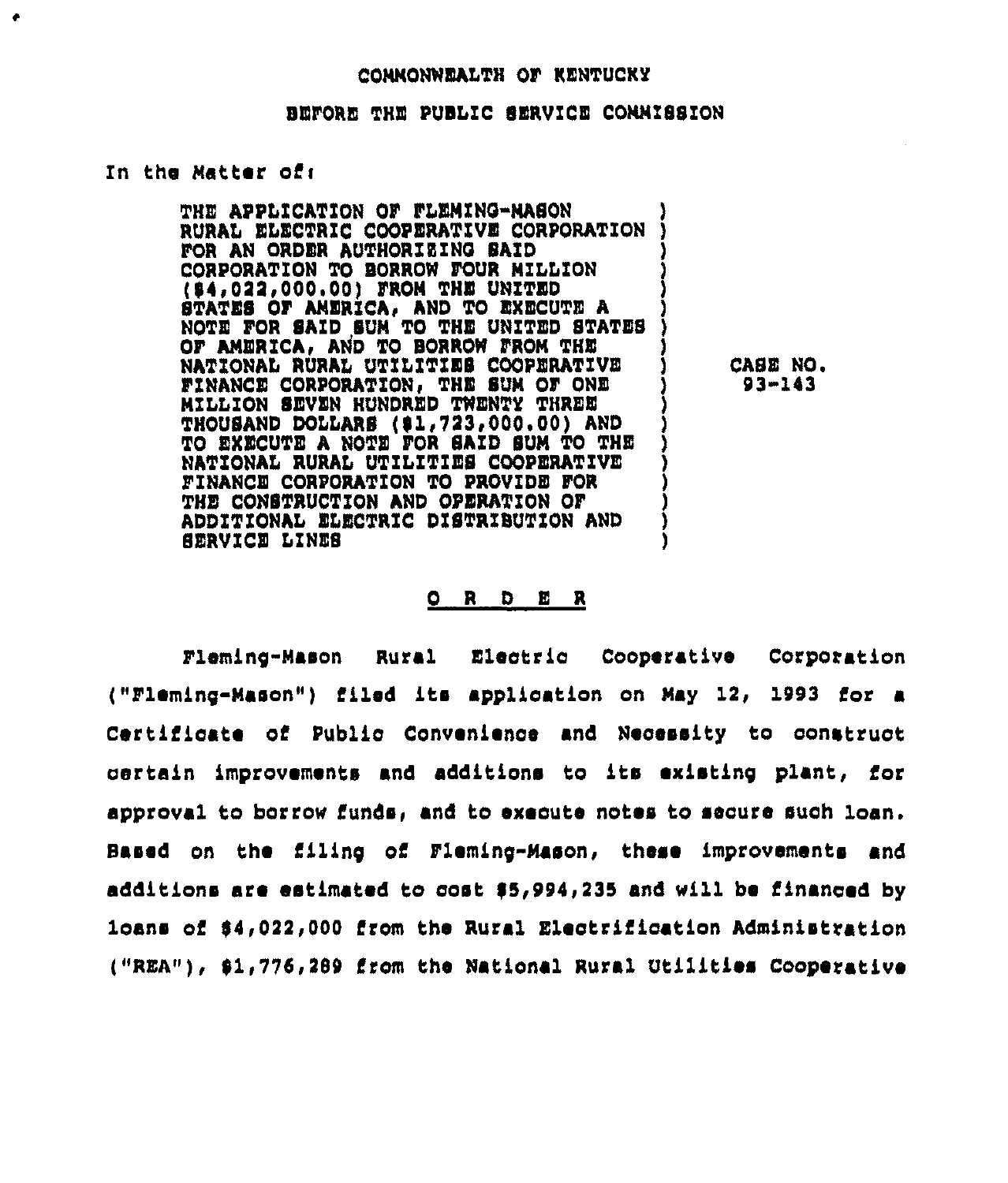COMMONWEALTH OF KENTUCKY

BEFORE THE PUBLIC SERVICE COMMISSION

In the Matter of:

THE APPLICATION OF FLEMING-MASON RURAL ELECTRIC COOPERATIVE CORPORATION FOR AN ORDER AUTHORIZING SAID CORPORATION TO BORROW FOUR MILLION ($4,022,000.00) FROM THE UNITED STATES OF AMERICA, AND TO EXECUTE A NOTE FOR SAID SUM TO THE UNITED STATES OF AMERICA, AND TO BORROW FROM THE NATIONAL RURAL UTILITIES COOPERATIVE FINANCE CORPORATION, THE SUM OF ONE MILLION SEVEN HUNDRED TWENTY THREE THOUSAND DOLLARS ($1,723,000.00) AND TO EXECUTE A NOTE FOR SAID SUM TO THE NATIONAL RURAL UTILITIES COOPERATIVE FINANCE CORPORATION TO PROVIDE FOR THE CONSTRUCTION AND OPERATION OF ADDITIONAL ELECTRIC DISTRIBUTION AND SERVICE LINES

CASE NO. 93-143

## O R D E R

Fleming-Mason Rural Electric Cooperative Corporation ("Fleming-Mason") filed its application on May 12, 1993 for a Certificate of Public Convenience and Necessity to construct certain improvements and additions to its existing plant, for approval to borrow funds, and to execute notes to secure such loan. Based on the filing of Fleming-Mason, these improvements and additions are estimated to cost $5,994,235 and will be financed by loans of $4,022,000 from the Rural Electrification Administration ("REA"), $1,776,289 from the National Rural Utilities Cooperative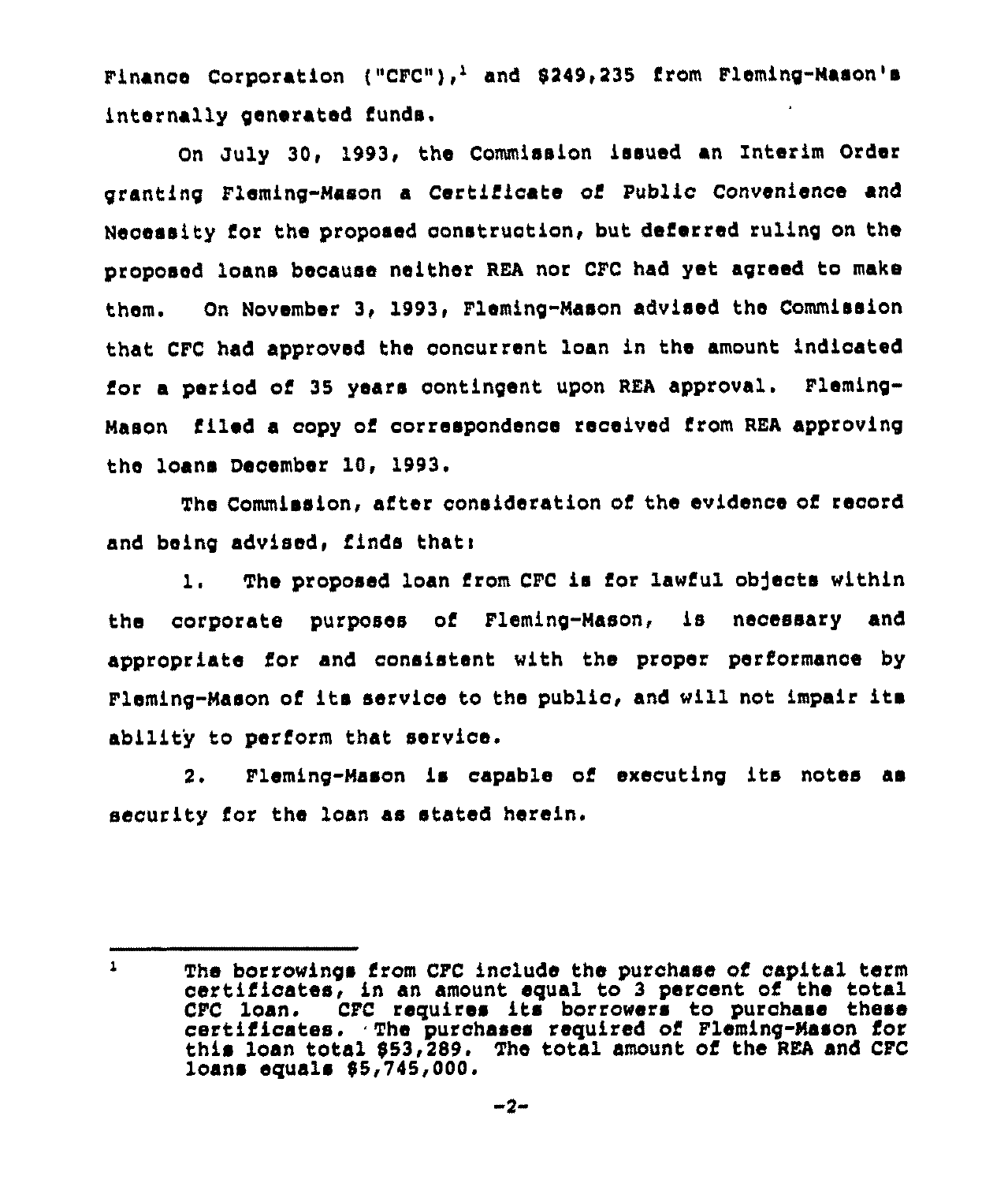Finance Corporation ("CFC"),[1] and $249,235 from Fleming-Mason's internally generated funds.

On July 30, 1993, the Commission issued an Interim Order granting Fleming-Mason a Certificate of Public Convenience and Necessity for the proposed construction, but deferred ruling on the proposed loans because neither REA nor CFC had yet agreed to make them. On November 3, 1993, Fleming-Mason advised the Commission that CFC had approved the concurrent loan in the amount indicated for a period of 35 years contingent upon REA approval. Fleming-Mason filed a copy of correspondence received from REA approving the loans December 10, 1993.

The Commission, after consideration of the evidence of record and being advised, finds that:

1. The proposed loan from CFC is for lawful objects within the corporate purposes of Fleming-Mason, is necessary and appropriate for and consistent with the proper performance by Fleming-Mason of its service to the public, and will not impair its ability to perform that service.

2. Fleming-Mason is capable of executing its notes as security for the loan as stated herein.

---

[1] The borrowings from CFC include the purchase of capital term certificates, in an amount equal to 3 percent of the total CFC loan. CFC requires its borrowers to purchase these certificates. The purchases required of Fleming-Mason for this loan total $53,289. The total amount of the REA and CFC loans equals $5,745,000.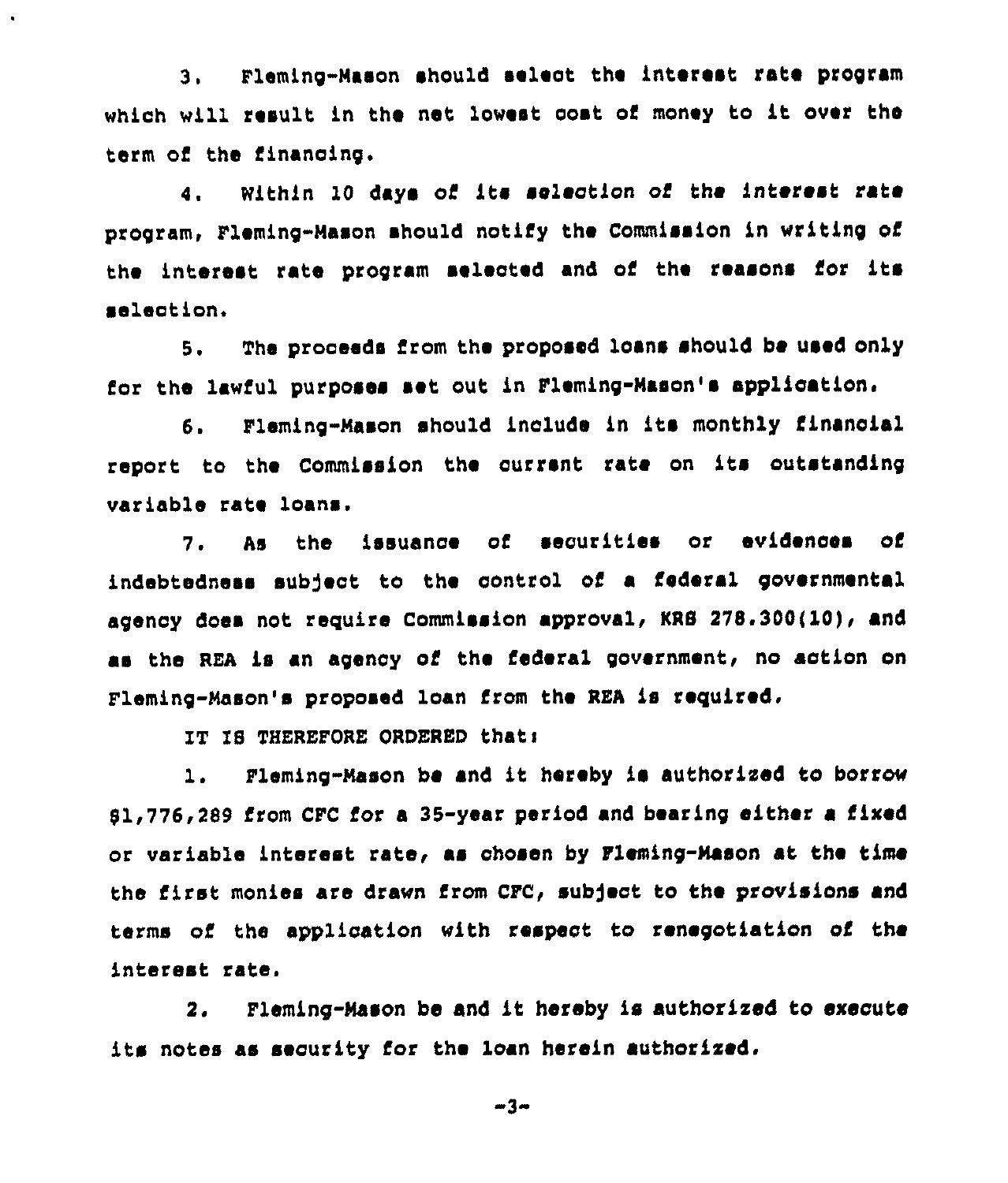3. Fleming-Mason should select the interest rate program which will result in the net lowest cost of money to it over the term of the financing.

4. Within 10 days of its selection of the interest rate program, Fleming-Mason should notify the Commission in writing of the interest rate program selected and of the reasons for its selection.

5. The proceeds from the proposed loans should be used only for the lawful purposes set out in Fleming-Mason's application.

6. Fleming-Mason should include in its monthly financial report to the Commission the current rate on its outstanding variable rate loans.

7. As the issuance of securities or evidences of indebtedness subject to the control of a federal governmental agency does not require Commission approval, KRS 278.300(10), and as the REA is an agency of the federal government, no action on Fleming-Mason's proposed loan from the REA is required.

IT IS THEREFORE ORDERED that:

1. Fleming-Mason be and it hereby is authorized to borrow $1,776,289 from CFC for a 35-year period and bearing either a fixed or variable interest rate, as chosen by Fleming-Mason at the time the first monies are drawn from CFC, subject to the provisions and terms of the application with respect to renegotiation of the interest rate.

2. Fleming-Mason be and it hereby is authorized to execute its notes as security for the loan herein authorized.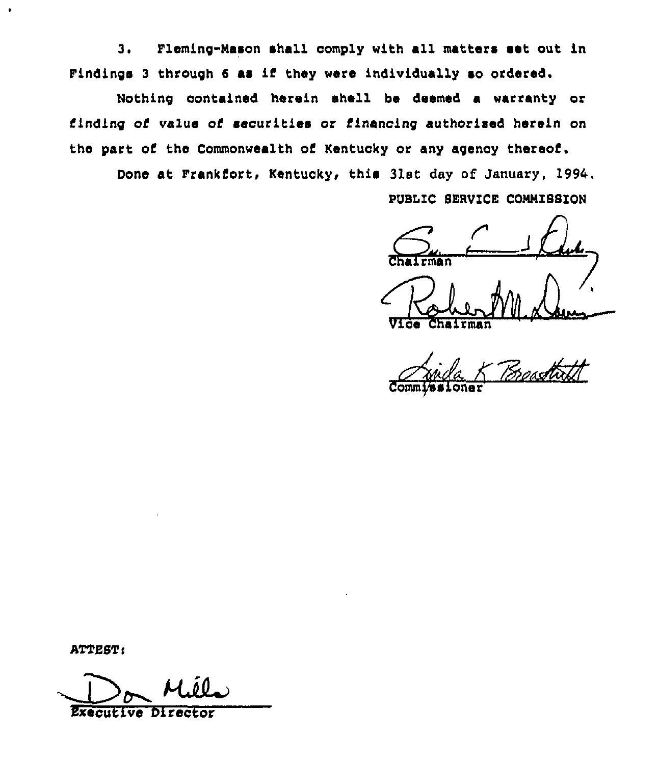3. Fleming-Mason shall comply with all matters set out in Findings 3 through 6 as if they were individually so ordered.

Nothing contained herein shall be deemed a warranty or finding of value of securities or financing authorized herein on the part of the Commonwealth of Kentucky or any agency thereof.

Done at Frankfort, Kentucky, this 31st day of January, 1994.

PUBLIC SERVICE COMMISSION

Chairman

Vice Chairman

Commissioner

ATTEST:

Executive Director